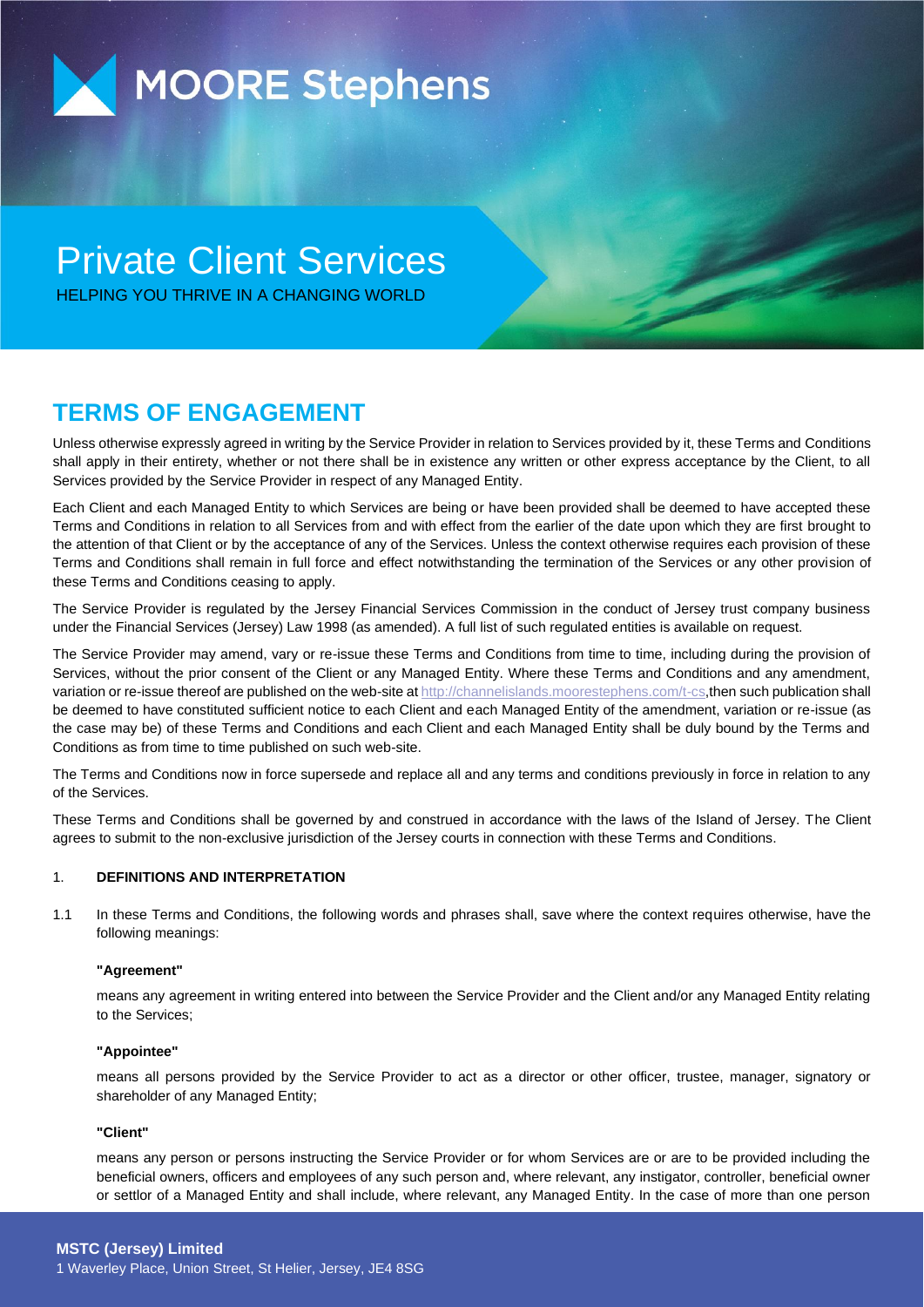MOORE Stephens

# Private Client Services

HELPING YOU THRIVE IN A CHANGING WORLD

## TERMS OF ENGAGEMENT

Unless otherwise expressly agreed in writing by the Service Provider in relation to Services provided by it, these Terms and Conditions shall apply in their entirety, whether or not there shall be in existence any written or other express acceptance by the Client, to all Services provided by the Service Provider in respect of any Managed Entity.

Each Client and each Managed Entity to which Services are being or have been provided shall be deemed to have accepted these Terms and Conditions in relation to all Services from and with effect from the earlier of the date upon which they are first brought to the attention of that Client or by the acceptance of any of the Services. Unless the context otherwise requires each provision of these Terms and Conditions shall remain in full force and effect notwithstanding the termination of the Services or any other provision of these Terms and Conditions ceasing to apply.

The Service Provider is regulated by the Jersey Financial Services Commission in the conduct of Jersey trust company business under the Financial Services (Jersey) Law 1998 (as amended). A full list of such regulated entities is available on request.

The Service Provider may amend, vary or re-issue these Terms and Conditions from time to time, including during the provision of Services, without the prior consent of the Client or any Managed Entity. Where these Terms and Conditions and any amendment, variation or re-issue thereof are published on the web-site at http://channelislands.moorestephens.com/t-cs,then such publication shall be deemed to have constituted sufficient notice to each Client and each Managed Entity of the amendment, variation or re-issue (as the case may be) of these Terms and Conditions and each Client and each Managed Entity shall be duly bound by the Terms and Conditions as from time to time published on such web-site.

The Terms and Conditions now in force supersede and replace all and any terms and conditions previously in force in relation to any of the Services.

These Terms and Conditions shall be governed by and construed in accordance with the laws of the Island of Jersey. The Client agrees to submit to the non-exclusive jurisdiction of the Jersey courts in connection with these Terms and Conditions.

1. **DEFINITIONS AND INTERPRETATION**

1.1 In these Terms and Conditions, the following words and phrases shall, save where the context requires otherwise, have the following meanings:

**"Agreement"**

means any agreement in writing entered into between the Service Provider and the Client and/or any Managed Entity relating to the Services;

**"Appointee"**

means all persons provided by the Service Provider to act as a director or other officer, trustee, manager, signatory or shareholder of any Managed Entity;

**"Client"**

means any person or persons instructing the Service Provider or for whom Services are or are to be provided including the beneficial owners, officers and employees of any such person and, where relevant, any instigator, controller, beneficial owner or settlor of a Managed Entity and shall include, where relevant, any Managed Entity. In the case of more than one person

**MSTC (Jersey) Limited**
1 Waverley Place, Union Street, St Helier, Jersey, JE4 8SG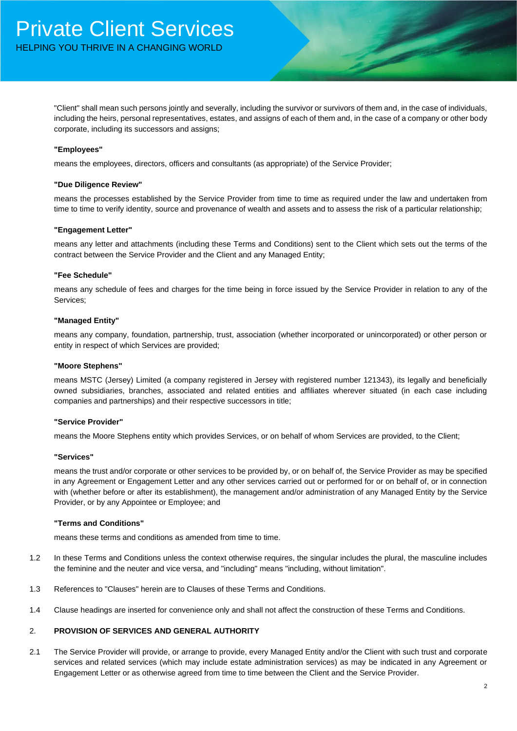"Client" shall mean such persons jointly and severally, including the survivor or survivors of them and, in the case of individuals, including the heirs, personal representatives, estates, and assigns of each of them and, in the case of a company or other body corporate, including its successors and assigns;

**"Employees"**

means the employees, directors, officers and consultants (as appropriate) of the Service Provider;

**"Due Diligence Review"**

means the processes established by the Service Provider from time to time as required under the law and undertaken from time to time to verify identity, source and provenance of wealth and assets and to assess the risk of a particular relationship;

**"Engagement Letter"**

means any letter and attachments (including these Terms and Conditions) sent to the Client which sets out the terms of the contract between the Service Provider and the Client and any Managed Entity;

**"Fee Schedule"**

means any schedule of fees and charges for the time being in force issued by the Service Provider in relation to any of the Services;

**"Managed Entity"**

means any company, foundation, partnership, trust, association (whether incorporated or unincorporated) or other person or entity in respect of which Services are provided;

**"Moore Stephens"**

means MSTC (Jersey) Limited (a company registered in Jersey with registered number 121343), its legally and beneficially owned subsidiaries, branches, associated and related entities and affiliates wherever situated (in each case including companies and partnerships) and their respective successors in title;

**"Service Provider"**

means the Moore Stephens entity which provides Services, or on behalf of whom Services are provided, to the Client;

**"Services"**

means the trust and/or corporate or other services to be provided by, or on behalf of, the Service Provider as may be specified in any Agreement or Engagement Letter and any other services carried out or performed for or on behalf of, or in connection with (whether before or after its establishment), the management and/or administration of any Managed Entity by the Service Provider, or by any Appointee or Employee; and

**"Terms and Conditions"**

means these terms and conditions as amended from time to time.

1.2 In these Terms and Conditions unless the context otherwise requires, the singular includes the plural, the masculine includes the feminine and the neuter and vice versa, and "including" means "including, without limitation".

1.3 References to "Clauses" herein are to Clauses of these Terms and Conditions.

1.4 Clause headings are inserted for convenience only and shall not affect the construction of these Terms and Conditions.

## 2. PROVISION OF SERVICES AND GENERAL AUTHORITY

2.1 The Service Provider will provide, or arrange to provide, every Managed Entity and/or the Client with such trust and corporate services and related services (which may include estate administration services) as may be indicated in any Agreement or Engagement Letter or as otherwise agreed from time to time between the Client and the Service Provider.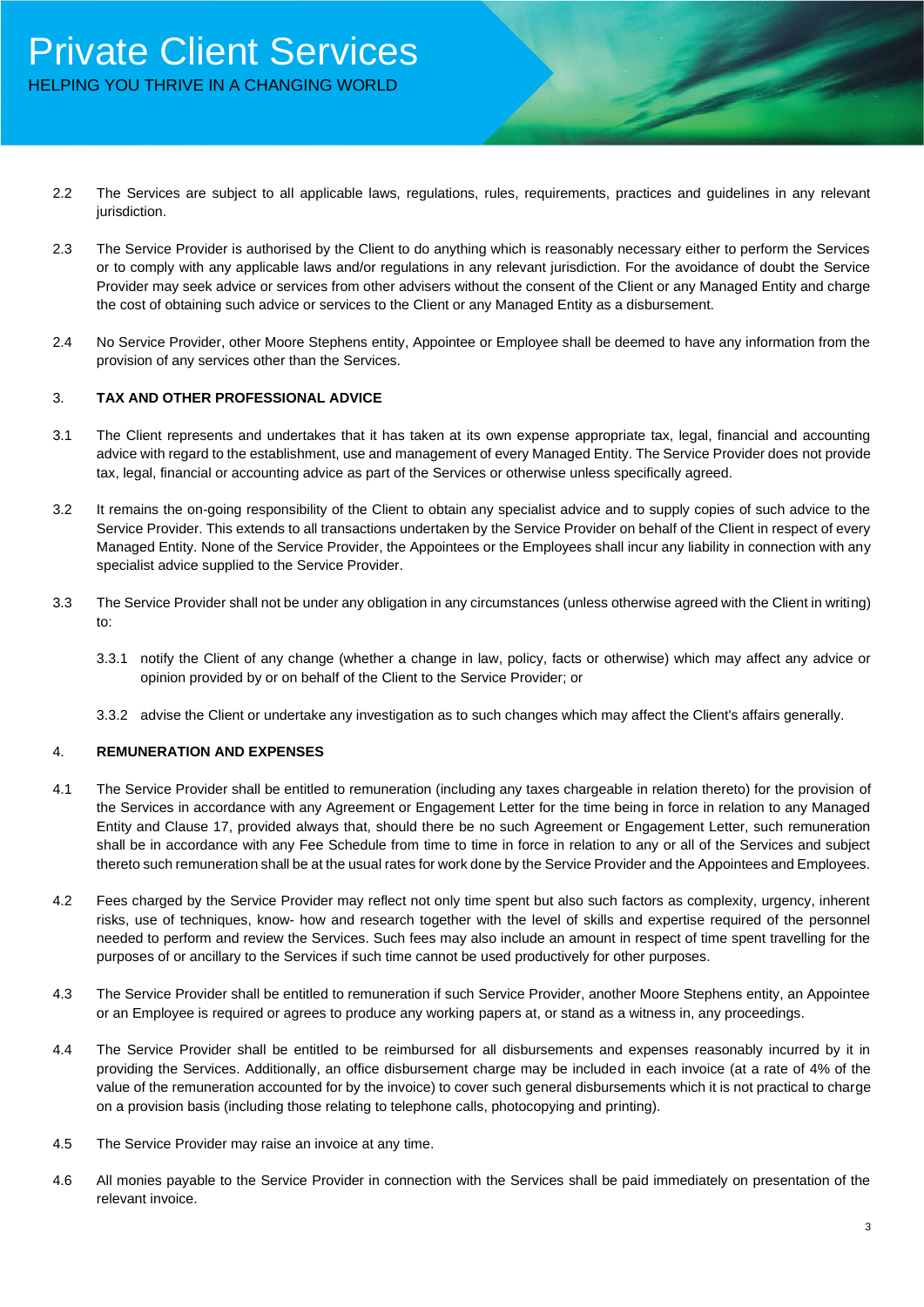2.2 The Services are subject to all applicable laws, regulations, rules, requirements, practices and guidelines in any relevant jurisdiction.

2.3 The Service Provider is authorised by the Client to do anything which is reasonably necessary either to perform the Services or to comply with any applicable laws and/or regulations in any relevant jurisdiction. For the avoidance of doubt the Service Provider may seek advice or services from other advisers without the consent of the Client or any Managed Entity and charge the cost of obtaining such advice or services to the Client or any Managed Entity as a disbursement.

2.4 No Service Provider, other Moore Stephens entity, Appointee or Employee shall be deemed to have any information from the provision of any services other than the Services.

## 3. TAX AND OTHER PROFESSIONAL ADVICE

3.1 The Client represents and undertakes that it has taken at its own expense appropriate tax, legal, financial and accounting advice with regard to the establishment, use and management of every Managed Entity. The Service Provider does not provide tax, legal, financial or accounting advice as part of the Services or otherwise unless specifically agreed.

3.2 It remains the on-going responsibility of the Client to obtain any specialist advice and to supply copies of such advice to the Service Provider. This extends to all transactions undertaken by the Service Provider on behalf of the Client in respect of every Managed Entity. None of the Service Provider, the Appointees or the Employees shall incur any liability in connection with any specialist advice supplied to the Service Provider.

3.3 The Service Provider shall not be under any obligation in any circumstances (unless otherwise agreed with the Client in writing) to:

3.3.1 notify the Client of any change (whether a change in law, policy, facts or otherwise) which may affect any advice or opinion provided by or on behalf of the Client to the Service Provider; or

3.3.2 advise the Client or undertake any investigation as to such changes which may affect the Client's affairs generally.

## 4. REMUNERATION AND EXPENSES

4.1 The Service Provider shall be entitled to remuneration (including any taxes chargeable in relation thereto) for the provision of the Services in accordance with any Agreement or Engagement Letter for the time being in force in relation to any Managed Entity and Clause 17, provided always that, should there be no such Agreement or Engagement Letter, such remuneration shall be in accordance with any Fee Schedule from time to time in force in relation to any or all of the Services and subject thereto such remuneration shall be at the usual rates for work done by the Service Provider and the Appointees and Employees.

4.2 Fees charged by the Service Provider may reflect not only time spent but also such factors as complexity, urgency, inherent risks, use of techniques, know- how and research together with the level of skills and expertise required of the personnel needed to perform and review the Services. Such fees may also include an amount in respect of time spent travelling for the purposes of or ancillary to the Services if such time cannot be used productively for other purposes.

4.3 The Service Provider shall be entitled to remuneration if such Service Provider, another Moore Stephens entity, an Appointee or an Employee is required or agrees to produce any working papers at, or stand as a witness in, any proceedings.

4.4 The Service Provider shall be entitled to be reimbursed for all disbursements and expenses reasonably incurred by it in providing the Services. Additionally, an office disbursement charge may be included in each invoice (at a rate of 4% of the value of the remuneration accounted for by the invoice) to cover such general disbursements which it is not practical to charge on a provision basis (including those relating to telephone calls, photocopying and printing).

4.5 The Service Provider may raise an invoice at any time.

4.6 All monies payable to the Service Provider in connection with the Services shall be paid immediately on presentation of the relevant invoice.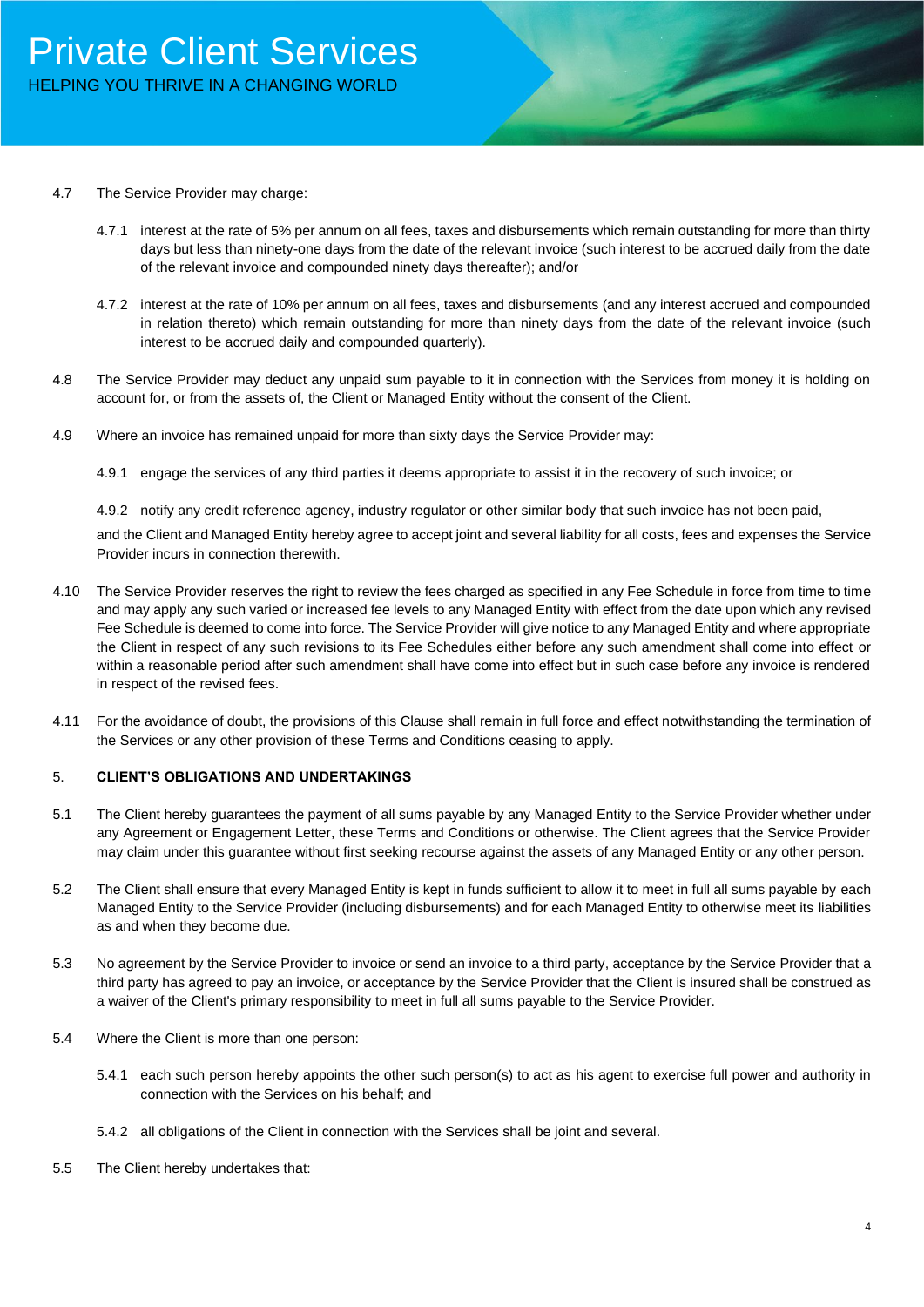4.7 The Service Provider may charge:

4.7.1 interest at the rate of 5% per annum on all fees, taxes and disbursements which remain outstanding for more than thirty days but less than ninety-one days from the date of the relevant invoice (such interest to be accrued daily from the date of the relevant invoice and compounded ninety days thereafter); and/or

4.7.2 interest at the rate of 10% per annum on all fees, taxes and disbursements (and any interest accrued and compounded in relation thereto) which remain outstanding for more than ninety days from the date of the relevant invoice (such interest to be accrued daily and compounded quarterly).

4.8 The Service Provider may deduct any unpaid sum payable to it in connection with the Services from money it is holding on account for, or from the assets of, the Client or Managed Entity without the consent of the Client.

4.9 Where an invoice has remained unpaid for more than sixty days the Service Provider may:

4.9.1 engage the services of any third parties it deems appropriate to assist it in the recovery of such invoice; or

4.9.2 notify any credit reference agency, industry regulator or other similar body that such invoice has not been paid,

and the Client and Managed Entity hereby agree to accept joint and several liability for all costs, fees and expenses the Service Provider incurs in connection therewith.

4.10 The Service Provider reserves the right to review the fees charged as specified in any Fee Schedule in force from time to time and may apply any such varied or increased fee levels to any Managed Entity with effect from the date upon which any revised Fee Schedule is deemed to come into force. The Service Provider will give notice to any Managed Entity and where appropriate the Client in respect of any such revisions to its Fee Schedules either before any such amendment shall come into effect or within a reasonable period after such amendment shall have come into effect but in such case before any invoice is rendered in respect of the revised fees.

4.11 For the avoidance of doubt, the provisions of this Clause shall remain in full force and effect notwithstanding the termination of the Services or any other provision of these Terms and Conditions ceasing to apply.

## 5. CLIENT'S OBLIGATIONS AND UNDERTAKINGS

5.1 The Client hereby guarantees the payment of all sums payable by any Managed Entity to the Service Provider whether under any Agreement or Engagement Letter, these Terms and Conditions or otherwise. The Client agrees that the Service Provider may claim under this guarantee without first seeking recourse against the assets of any Managed Entity or any other person.

5.2 The Client shall ensure that every Managed Entity is kept in funds sufficient to allow it to meet in full all sums payable by each Managed Entity to the Service Provider (including disbursements) and for each Managed Entity to otherwise meet its liabilities as and when they become due.

5.3 No agreement by the Service Provider to invoice or send an invoice to a third party, acceptance by the Service Provider that a third party has agreed to pay an invoice, or acceptance by the Service Provider that the Client is insured shall be construed as a waiver of the Client's primary responsibility to meet in full all sums payable to the Service Provider.

5.4 Where the Client is more than one person:

5.4.1 each such person hereby appoints the other such person(s) to act as his agent to exercise full power and authority in connection with the Services on his behalf; and

5.4.2 all obligations of the Client in connection with the Services shall be joint and several.

5.5 The Client hereby undertakes that: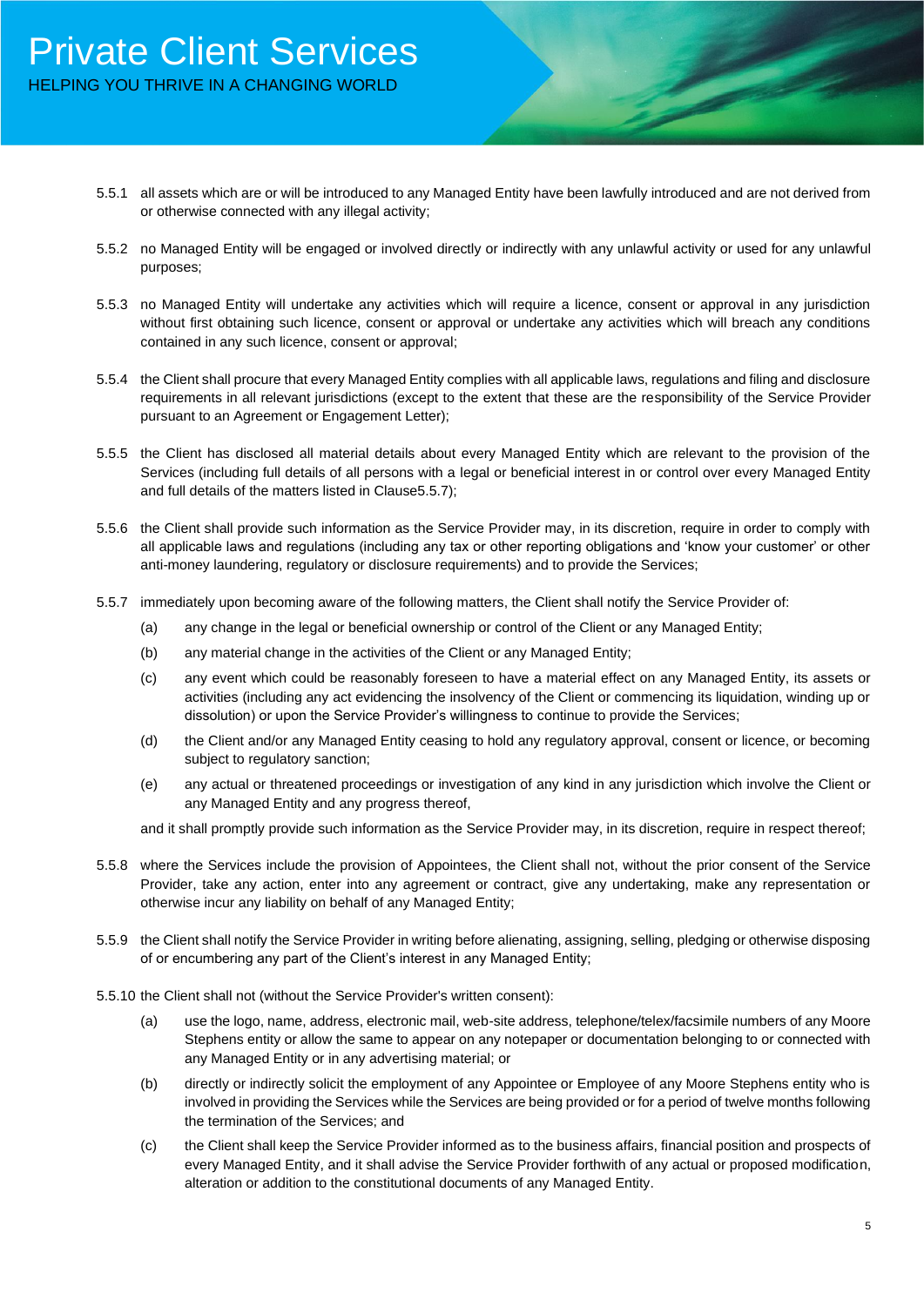5.5.1 all assets which are or will be introduced to any Managed Entity have been lawfully introduced and are not derived from or otherwise connected with any illegal activity;

5.5.2 no Managed Entity will be engaged or involved directly or indirectly with any unlawful activity or used for any unlawful purposes;

5.5.3 no Managed Entity will undertake any activities which will require a licence, consent or approval in any jurisdiction without first obtaining such licence, consent or approval or undertake any activities which will breach any conditions contained in any such licence, consent or approval;

5.5.4 the Client shall procure that every Managed Entity complies with all applicable laws, regulations and filing and disclosure requirements in all relevant jurisdictions (except to the extent that these are the responsibility of the Service Provider pursuant to an Agreement or Engagement Letter);

5.5.5 the Client has disclosed all material details about every Managed Entity which are relevant to the provision of the Services (including full details of all persons with a legal or beneficial interest in or control over every Managed Entity and full details of the matters listed in Clause5.5.7);

5.5.6 the Client shall provide such information as the Service Provider may, in its discretion, require in order to comply with all applicable laws and regulations (including any tax or other reporting obligations and 'know your customer' or other anti-money laundering, regulatory or disclosure requirements) and to provide the Services;

5.5.7 immediately upon becoming aware of the following matters, the Client shall notify the Service Provider of:

- (a) any change in the legal or beneficial ownership or control of the Client or any Managed Entity;
- (b) any material change in the activities of the Client or any Managed Entity;
- (c) any event which could be reasonably foreseen to have a material effect on any Managed Entity, its assets or activities (including any act evidencing the insolvency of the Client or commencing its liquidation, winding up or dissolution) or upon the Service Provider's willingness to continue to provide the Services;
- (d) the Client and/or any Managed Entity ceasing to hold any regulatory approval, consent or licence, or becoming subject to regulatory sanction;
- (e) any actual or threatened proceedings or investigation of any kind in any jurisdiction which involve the Client or any Managed Entity and any progress thereof,

and it shall promptly provide such information as the Service Provider may, in its discretion, require in respect thereof;

5.5.8 where the Services include the provision of Appointees, the Client shall not, without the prior consent of the Service Provider, take any action, enter into any agreement or contract, give any undertaking, make any representation or otherwise incur any liability on behalf of any Managed Entity;

5.5.9 the Client shall notify the Service Provider in writing before alienating, assigning, selling, pledging or otherwise disposing of or encumbering any part of the Client's interest in any Managed Entity;

5.5.10 the Client shall not (without the Service Provider's written consent):

- (a) use the logo, name, address, electronic mail, web-site address, telephone/telex/facsimile numbers of any Moore Stephens entity or allow the same to appear on any notepaper or documentation belonging to or connected with any Managed Entity or in any advertising material; or
- (b) directly or indirectly solicit the employment of any Appointee or Employee of any Moore Stephens entity who is involved in providing the Services while the Services are being provided or for a period of twelve months following the termination of the Services; and
- (c) the Client shall keep the Service Provider informed as to the business affairs, financial position and prospects of every Managed Entity, and it shall advise the Service Provider forthwith of any actual or proposed modification, alteration or addition to the constitutional documents of any Managed Entity.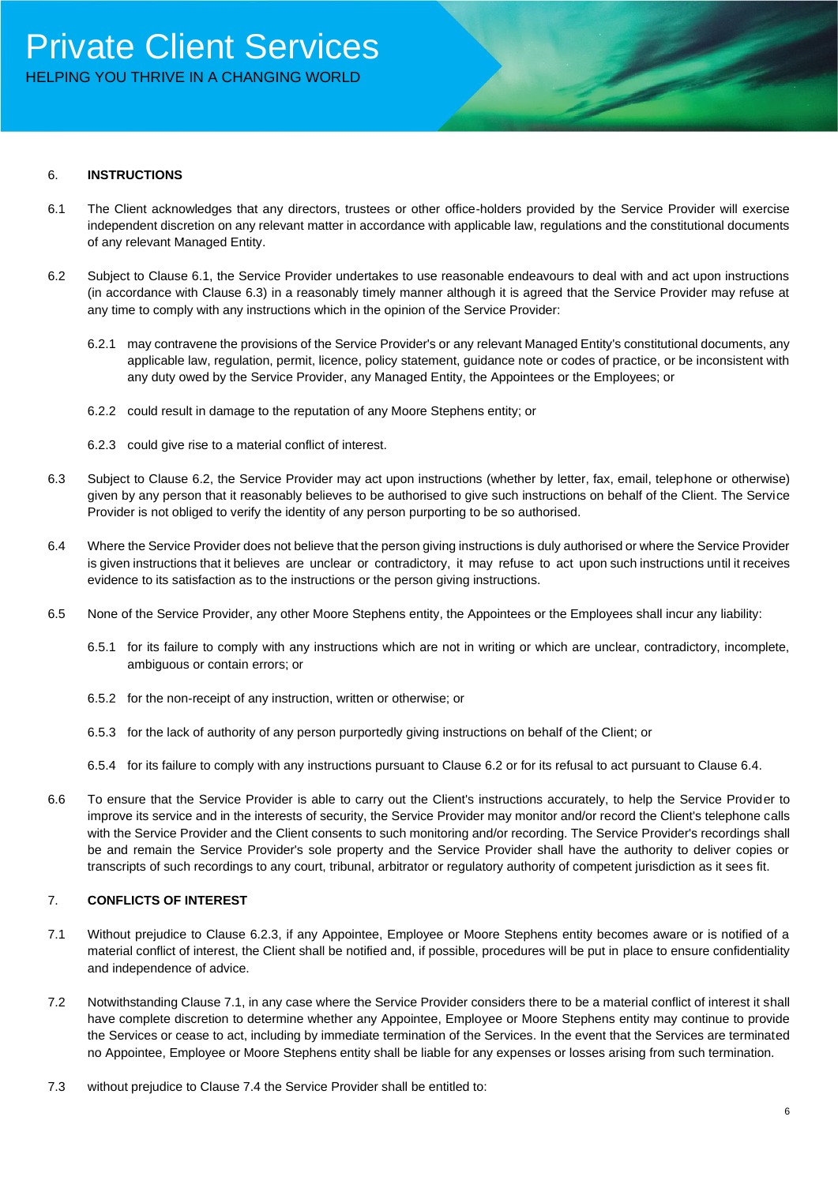## 6. INSTRUCTIONS

6.1 The Client acknowledges that any directors, trustees or other office-holders provided by the Service Provider will exercise independent discretion on any relevant matter in accordance with applicable law, regulations and the constitutional documents of any relevant Managed Entity.

6.2 Subject to Clause 6.1, the Service Provider undertakes to use reasonable endeavours to deal with and act upon instructions (in accordance with Clause 6.3) in a reasonably timely manner although it is agreed that the Service Provider may refuse at any time to comply with any instructions which in the opinion of the Service Provider:

6.2.1 may contravene the provisions of the Service Provider's or any relevant Managed Entity's constitutional documents, any applicable law, regulation, permit, licence, policy statement, guidance note or codes of practice, or be inconsistent with any duty owed by the Service Provider, any Managed Entity, the Appointees or the Employees; or

6.2.2 could result in damage to the reputation of any Moore Stephens entity; or

6.2.3 could give rise to a material conflict of interest.

6.3 Subject to Clause 6.2, the Service Provider may act upon instructions (whether by letter, fax, email, telephone or otherwise) given by any person that it reasonably believes to be authorised to give such instructions on behalf of the Client. The Service Provider is not obliged to verify the identity of any person purporting to be so authorised.

6.4 Where the Service Provider does not believe that the person giving instructions is duly authorised or where the Service Provider is given instructions that it believes are unclear or contradictory, it may refuse to act upon such instructions until it receives evidence to its satisfaction as to the instructions or the person giving instructions.

6.5 None of the Service Provider, any other Moore Stephens entity, the Appointees or the Employees shall incur any liability:

6.5.1 for its failure to comply with any instructions which are not in writing or which are unclear, contradictory, incomplete, ambiguous or contain errors; or

6.5.2 for the non-receipt of any instruction, written or otherwise; or

6.5.3 for the lack of authority of any person purportedly giving instructions on behalf of the Client; or

6.5.4 for its failure to comply with any instructions pursuant to Clause 6.2 or for its refusal to act pursuant to Clause 6.4.

6.6 To ensure that the Service Provider is able to carry out the Client's instructions accurately, to help the Service Provider to improve its service and in the interests of security, the Service Provider may monitor and/or record the Client's telephone calls with the Service Provider and the Client consents to such monitoring and/or recording. The Service Provider's recordings shall be and remain the Service Provider's sole property and the Service Provider shall have the authority to deliver copies or transcripts of such recordings to any court, tribunal, arbitrator or regulatory authority of competent jurisdiction as it sees fit.

## 7. CONFLICTS OF INTEREST

7.1 Without prejudice to Clause 6.2.3, if any Appointee, Employee or Moore Stephens entity becomes aware or is notified of a material conflict of interest, the Client shall be notified and, if possible, procedures will be put in place to ensure confidentiality and independence of advice.

7.2 Notwithstanding Clause 7.1, in any case where the Service Provider considers there to be a material conflict of interest it shall have complete discretion to determine whether any Appointee, Employee or Moore Stephens entity may continue to provide the Services or cease to act, including by immediate termination of the Services. In the event that the Services are terminated no Appointee, Employee or Moore Stephens entity shall be liable for any expenses or losses arising from such termination.

7.3 without prejudice to Clause 7.4 the Service Provider shall be entitled to: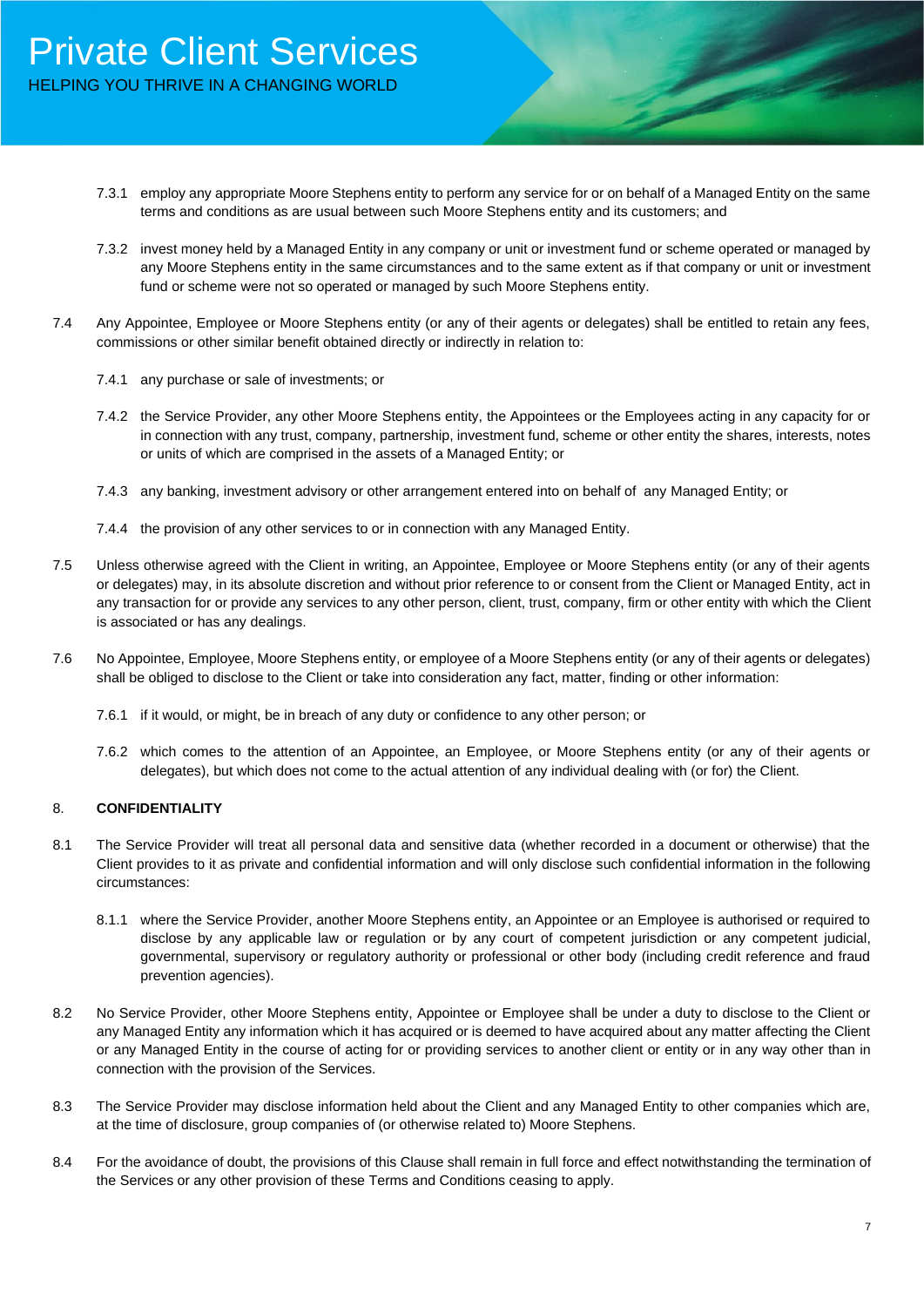7.3.1 employ any appropriate Moore Stephens entity to perform any service for or on behalf of a Managed Entity on the same terms and conditions as are usual between such Moore Stephens entity and its customers; and

7.3.2 invest money held by a Managed Entity in any company or unit or investment fund or scheme operated or managed by any Moore Stephens entity in the same circumstances and to the same extent as if that company or unit or investment fund or scheme were not so operated or managed by such Moore Stephens entity.

7.4 Any Appointee, Employee or Moore Stephens entity (or any of their agents or delegates) shall be entitled to retain any fees, commissions or other similar benefit obtained directly or indirectly in relation to:

7.4.1 any purchase or sale of investments; or

7.4.2 the Service Provider, any other Moore Stephens entity, the Appointees or the Employees acting in any capacity for or in connection with any trust, company, partnership, investment fund, scheme or other entity the shares, interests, notes or units of which are comprised in the assets of a Managed Entity; or

7.4.3 any banking, investment advisory or other arrangement entered into on behalf of any Managed Entity; or

7.4.4 the provision of any other services to or in connection with any Managed Entity.

7.5 Unless otherwise agreed with the Client in writing, an Appointee, Employee or Moore Stephens entity (or any of their agents or delegates) may, in its absolute discretion and without prior reference to or consent from the Client or Managed Entity, act in any transaction for or provide any services to any other person, client, trust, company, firm or other entity with which the Client is associated or has any dealings.

7.6 No Appointee, Employee, Moore Stephens entity, or employee of a Moore Stephens entity (or any of their agents or delegates) shall be obliged to disclose to the Client or take into consideration any fact, matter, finding or other information:

7.6.1 if it would, or might, be in breach of any duty or confidence to any other person; or

7.6.2 which comes to the attention of an Appointee, an Employee, or Moore Stephens entity (or any of their agents or delegates), but which does not come to the actual attention of any individual dealing with (or for) the Client.

## 8. CONFIDENTIALITY

8.1 The Service Provider will treat all personal data and sensitive data (whether recorded in a document or otherwise) that the Client provides to it as private and confidential information and will only disclose such confidential information in the following circumstances:

8.1.1 where the Service Provider, another Moore Stephens entity, an Appointee or an Employee is authorised or required to disclose by any applicable law or regulation or by any court of competent jurisdiction or any competent judicial, governmental, supervisory or regulatory authority or professional or other body (including credit reference and fraud prevention agencies).

8.2 No Service Provider, other Moore Stephens entity, Appointee or Employee shall be under a duty to disclose to the Client or any Managed Entity any information which it has acquired or is deemed to have acquired about any matter affecting the Client or any Managed Entity in the course of acting for or providing services to another client or entity or in any way other than in connection with the provision of the Services.

8.3 The Service Provider may disclose information held about the Client and any Managed Entity to other companies which are, at the time of disclosure, group companies of (or otherwise related to) Moore Stephens.

8.4 For the avoidance of doubt, the provisions of this Clause shall remain in full force and effect notwithstanding the termination of the Services or any other provision of these Terms and Conditions ceasing to apply.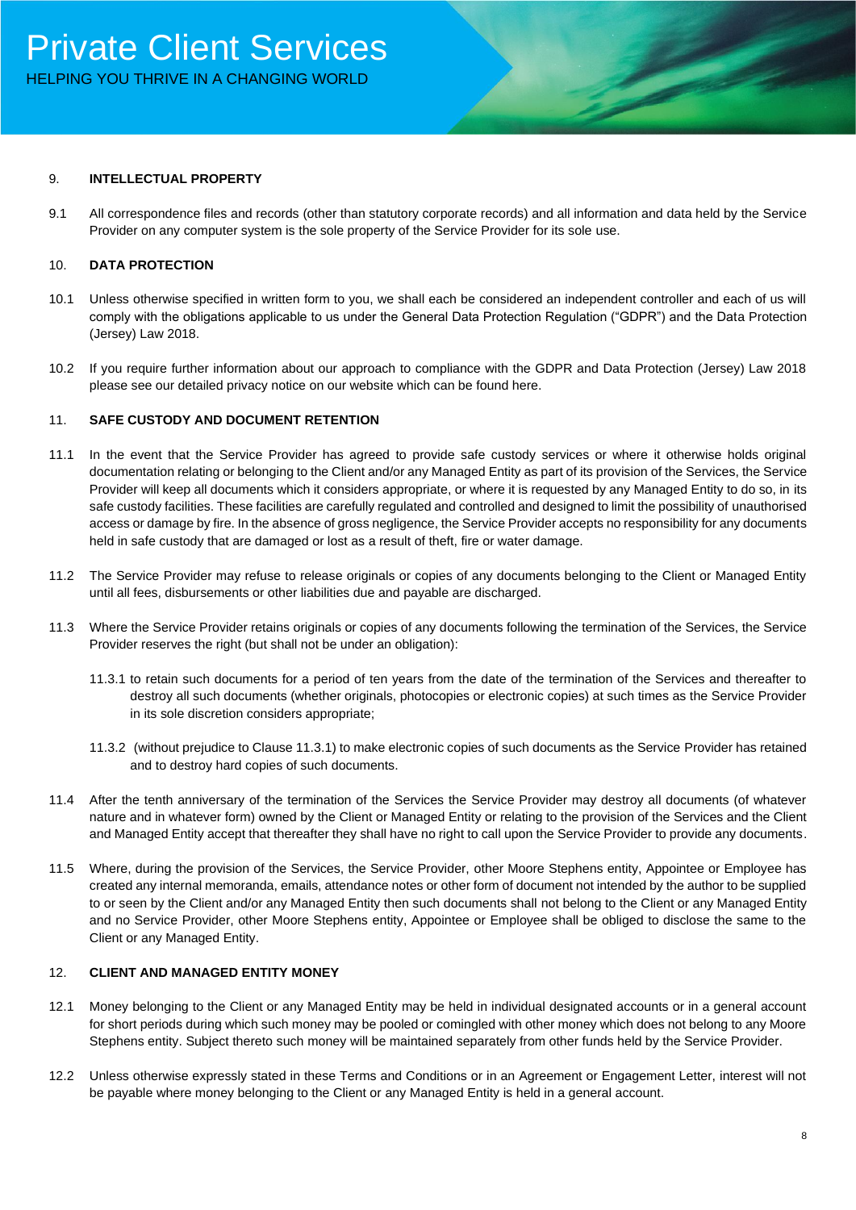## 9. INTELLECTUAL PROPERTY

9.1 All correspondence files and records (other than statutory corporate records) and all information and data held by the Service Provider on any computer system is the sole property of the Service Provider for its sole use.

## 10. DATA PROTECTION

10.1 Unless otherwise specified in written form to you, we shall each be considered an independent controller and each of us will comply with the obligations applicable to us under the General Data Protection Regulation ("GDPR") and the Data Protection (Jersey) Law 2018.

10.2 If you require further information about our approach to compliance with the GDPR and Data Protection (Jersey) Law 2018 please see our detailed privacy notice on our website which can be found here.

## 11. SAFE CUSTODY AND DOCUMENT RETENTION

11.1 In the event that the Service Provider has agreed to provide safe custody services or where it otherwise holds original documentation relating or belonging to the Client and/or any Managed Entity as part of its provision of the Services, the Service Provider will keep all documents which it considers appropriate, or where it is requested by any Managed Entity to do so, in its safe custody facilities. These facilities are carefully regulated and controlled and designed to limit the possibility of unauthorised access or damage by fire. In the absence of gross negligence, the Service Provider accepts no responsibility for any documents held in safe custody that are damaged or lost as a result of theft, fire or water damage.

11.2 The Service Provider may refuse to release originals or copies of any documents belonging to the Client or Managed Entity until all fees, disbursements or other liabilities due and payable are discharged.

11.3 Where the Service Provider retains originals or copies of any documents following the termination of the Services, the Service Provider reserves the right (but shall not be under an obligation):

11.3.1 to retain such documents for a period of ten years from the date of the termination of the Services and thereafter to destroy all such documents (whether originals, photocopies or electronic copies) at such times as the Service Provider in its sole discretion considers appropriate;

11.3.2 (without prejudice to Clause 11.3.1) to make electronic copies of such documents as the Service Provider has retained and to destroy hard copies of such documents.

11.4 After the tenth anniversary of the termination of the Services the Service Provider may destroy all documents (of whatever nature and in whatever form) owned by the Client or Managed Entity or relating to the provision of the Services and the Client and Managed Entity accept that thereafter they shall have no right to call upon the Service Provider to provide any documents.

11.5 Where, during the provision of the Services, the Service Provider, other Moore Stephens entity, Appointee or Employee has created any internal memoranda, emails, attendance notes or other form of document not intended by the author to be supplied to or seen by the Client and/or any Managed Entity then such documents shall not belong to the Client or any Managed Entity and no Service Provider, other Moore Stephens entity, Appointee or Employee shall be obliged to disclose the same to the Client or any Managed Entity.

## 12. CLIENT AND MANAGED ENTITY MONEY

12.1 Money belonging to the Client or any Managed Entity may be held in individual designated accounts or in a general account for short periods during which such money may be pooled or comingled with other money which does not belong to any Moore Stephens entity. Subject thereto such money will be maintained separately from other funds held by the Service Provider.

12.2 Unless otherwise expressly stated in these Terms and Conditions or in an Agreement or Engagement Letter, interest will not be payable where money belonging to the Client or any Managed Entity is held in a general account.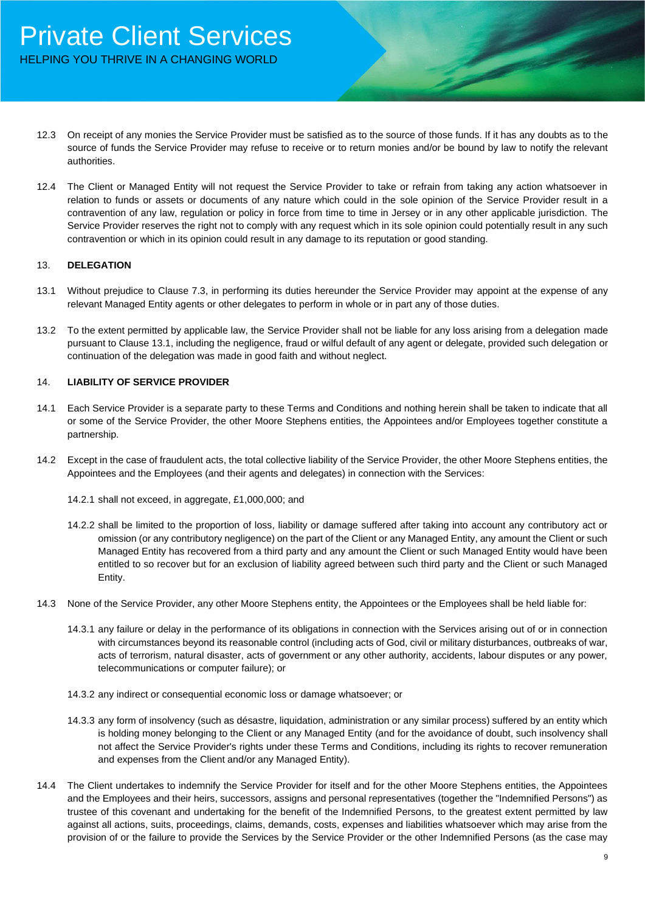12.3 On receipt of any monies the Service Provider must be satisfied as to the source of those funds. If it has any doubts as to the source of funds the Service Provider may refuse to receive or to return monies and/or be bound by law to notify the relevant authorities.

12.4 The Client or Managed Entity will not request the Service Provider to take or refrain from taking any action whatsoever in relation to funds or assets or documents of any nature which could in the sole opinion of the Service Provider result in a contravention of any law, regulation or policy in force from time to time in Jersey or in any other applicable jurisdiction. The Service Provider reserves the right not to comply with any request which in its sole opinion could potentially result in any such contravention or which in its opinion could result in any damage to its reputation or good standing.

## 13. DELEGATION

13.1 Without prejudice to Clause 7.3, in performing its duties hereunder the Service Provider may appoint at the expense of any relevant Managed Entity agents or other delegates to perform in whole or in part any of those duties.

13.2 To the extent permitted by applicable law, the Service Provider shall not be liable for any loss arising from a delegation made pursuant to Clause 13.1, including the negligence, fraud or wilful default of any agent or delegate, provided such delegation or continuation of the delegation was made in good faith and without neglect.

## 14. LIABILITY OF SERVICE PROVIDER

14.1 Each Service Provider is a separate party to these Terms and Conditions and nothing herein shall be taken to indicate that all or some of the Service Provider, the other Moore Stephens entities, the Appointees and/or Employees together constitute a partnership.

14.2 Except in the case of fraudulent acts, the total collective liability of the Service Provider, the other Moore Stephens entities, the Appointees and the Employees (and their agents and delegates) in connection with the Services:

14.2.1 shall not exceed, in aggregate, £1,000,000; and

14.2.2 shall be limited to the proportion of loss, liability or damage suffered after taking into account any contributory act or omission (or any contributory negligence) on the part of the Client or any Managed Entity, any amount the Client or such Managed Entity has recovered from a third party and any amount the Client or such Managed Entity would have been entitled to so recover but for an exclusion of liability agreed between such third party and the Client or such Managed Entity.

14.3 None of the Service Provider, any other Moore Stephens entity, the Appointees or the Employees shall be held liable for:

14.3.1 any failure or delay in the performance of its obligations in connection with the Services arising out of or in connection with circumstances beyond its reasonable control (including acts of God, civil or military disturbances, outbreaks of war, acts of terrorism, natural disaster, acts of government or any other authority, accidents, labour disputes or any power, telecommunications or computer failure); or

14.3.2 any indirect or consequential economic loss or damage whatsoever; or

14.3.3 any form of insolvency (such as désastre, liquidation, administration or any similar process) suffered by an entity which is holding money belonging to the Client or any Managed Entity (and for the avoidance of doubt, such insolvency shall not affect the Service Provider's rights under these Terms and Conditions, including its rights to recover remuneration and expenses from the Client and/or any Managed Entity).

14.4 The Client undertakes to indemnify the Service Provider for itself and for the other Moore Stephens entities, the Appointees and the Employees and their heirs, successors, assigns and personal representatives (together the "Indemnified Persons") as trustee of this covenant and undertaking for the benefit of the Indemnified Persons, to the greatest extent permitted by law against all actions, suits, proceedings, claims, demands, costs, expenses and liabilities whatsoever which may arise from the provision of or the failure to provide the Services by the Service Provider or the other Indemnified Persons (as the case may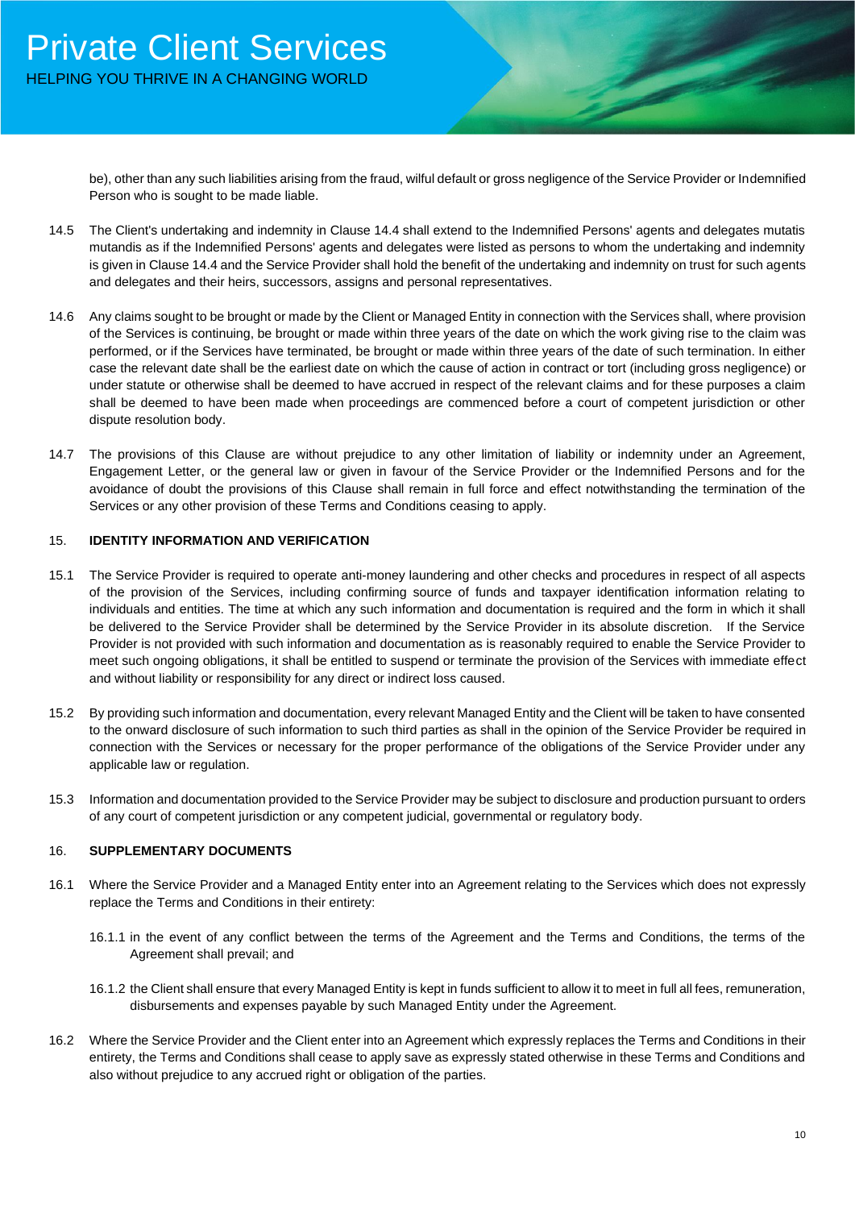be), other than any such liabilities arising from the fraud, wilful default or gross negligence of the Service Provider or Indemnified Person who is sought to be made liable.

14.5 The Client's undertaking and indemnity in Clause 14.4 shall extend to the Indemnified Persons' agents and delegates mutatis mutandis as if the Indemnified Persons' agents and delegates were listed as persons to whom the undertaking and indemnity is given in Clause 14.4 and the Service Provider shall hold the benefit of the undertaking and indemnity on trust for such agents and delegates and their heirs, successors, assigns and personal representatives.

14.6 Any claims sought to be brought or made by the Client or Managed Entity in connection with the Services shall, where provision of the Services is continuing, be brought or made within three years of the date on which the work giving rise to the claim was performed, or if the Services have terminated, be brought or made within three years of the date of such termination. In either case the relevant date shall be the earliest date on which the cause of action in contract or tort (including gross negligence) or under statute or otherwise shall be deemed to have accrued in respect of the relevant claims and for these purposes a claim shall be deemed to have been made when proceedings are commenced before a court of competent jurisdiction or other dispute resolution body.

14.7 The provisions of this Clause are without prejudice to any other limitation of liability or indemnity under an Agreement, Engagement Letter, or the general law or given in favour of the Service Provider or the Indemnified Persons and for the avoidance of doubt the provisions of this Clause shall remain in full force and effect notwithstanding the termination of the Services or any other provision of these Terms and Conditions ceasing to apply.

## 15. IDENTITY INFORMATION AND VERIFICATION

15.1 The Service Provider is required to operate anti-money laundering and other checks and procedures in respect of all aspects of the provision of the Services, including confirming source of funds and taxpayer identification information relating to individuals and entities. The time at which any such information and documentation is required and the form in which it shall be delivered to the Service Provider shall be determined by the Service Provider in its absolute discretion. If the Service Provider is not provided with such information and documentation as is reasonably required to enable the Service Provider to meet such ongoing obligations, it shall be entitled to suspend or terminate the provision of the Services with immediate effect and without liability or responsibility for any direct or indirect loss caused.

15.2 By providing such information and documentation, every relevant Managed Entity and the Client will be taken to have consented to the onward disclosure of such information to such third parties as shall in the opinion of the Service Provider be required in connection with the Services or necessary for the proper performance of the obligations of the Service Provider under any applicable law or regulation.

15.3 Information and documentation provided to the Service Provider may be subject to disclosure and production pursuant to orders of any court of competent jurisdiction or any competent judicial, governmental or regulatory body.

## 16. SUPPLEMENTARY DOCUMENTS

16.1 Where the Service Provider and a Managed Entity enter into an Agreement relating to the Services which does not expressly replace the Terms and Conditions in their entirety:

16.1.1 in the event of any conflict between the terms of the Agreement and the Terms and Conditions, the terms of the Agreement shall prevail; and

16.1.2 the Client shall ensure that every Managed Entity is kept in funds sufficient to allow it to meet in full all fees, remuneration, disbursements and expenses payable by such Managed Entity under the Agreement.

16.2 Where the Service Provider and the Client enter into an Agreement which expressly replaces the Terms and Conditions in their entirety, the Terms and Conditions shall cease to apply save as expressly stated otherwise in these Terms and Conditions and also without prejudice to any accrued right or obligation of the parties.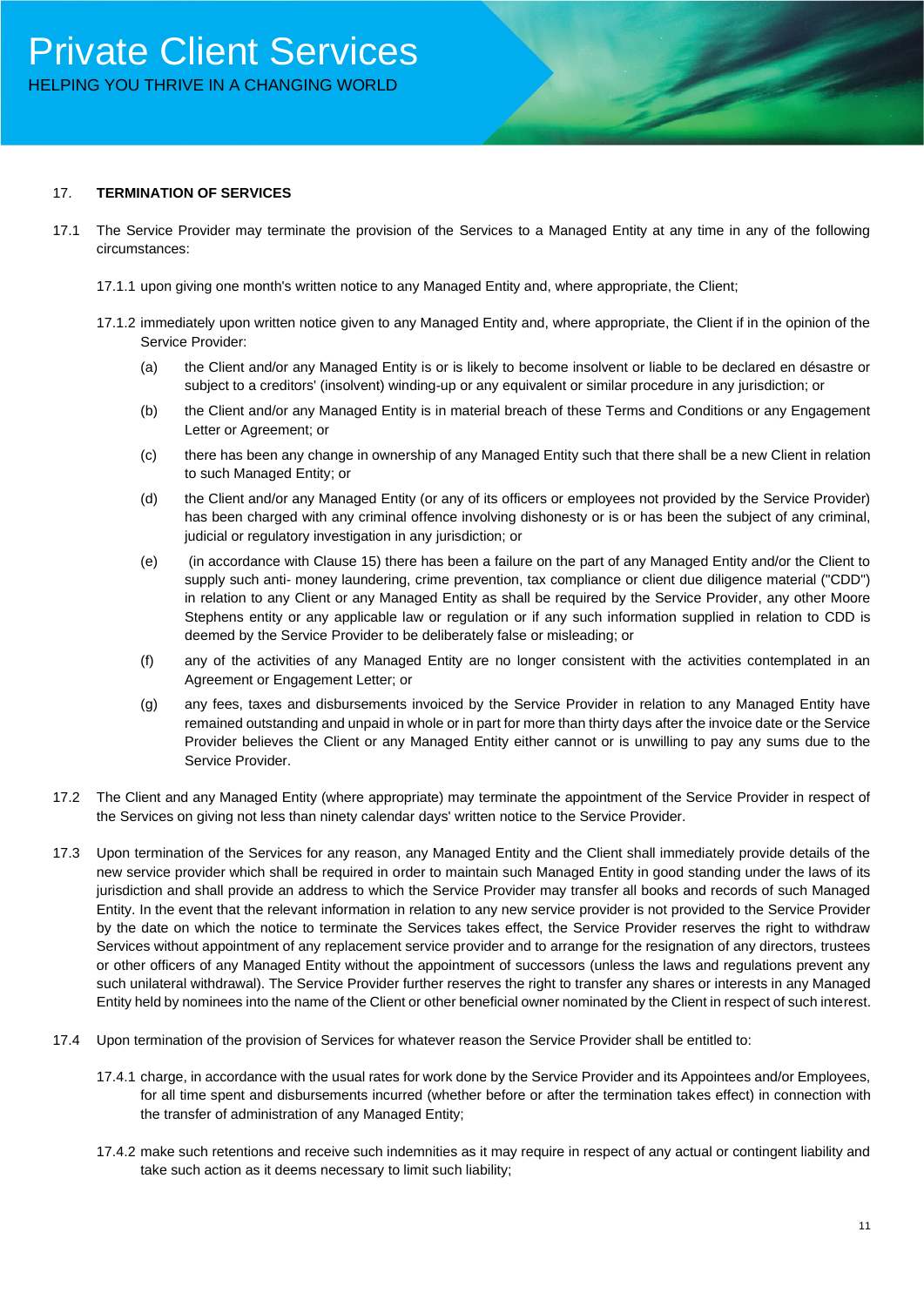## 17. TERMINATION OF SERVICES

17.1 The Service Provider may terminate the provision of the Services to a Managed Entity at any time in any of the following circumstances:

17.1.1 upon giving one month's written notice to any Managed Entity and, where appropriate, the Client;

17.1.2 immediately upon written notice given to any Managed Entity and, where appropriate, the Client if in the opinion of the Service Provider:

(a) the Client and/or any Managed Entity is or is likely to become insolvent or liable to be declared en désastre or subject to a creditors' (insolvent) winding-up or any equivalent or similar procedure in any jurisdiction; or

(b) the Client and/or any Managed Entity is in material breach of these Terms and Conditions or any Engagement Letter or Agreement; or

(c) there has been any change in ownership of any Managed Entity such that there shall be a new Client in relation to such Managed Entity; or

(d) the Client and/or any Managed Entity (or any of its officers or employees not provided by the Service Provider) has been charged with any criminal offence involving dishonesty or is or has been the subject of any criminal, judicial or regulatory investigation in any jurisdiction; or

(e) (in accordance with Clause 15) there has been a failure on the part of any Managed Entity and/or the Client to supply such anti- money laundering, crime prevention, tax compliance or client due diligence material ("CDD") in relation to any Client or any Managed Entity as shall be required by the Service Provider, any other Moore Stephens entity or any applicable law or regulation or if any such information supplied in relation to CDD is deemed by the Service Provider to be deliberately false or misleading; or

(f) any of the activities of any Managed Entity are no longer consistent with the activities contemplated in an Agreement or Engagement Letter; or

(g) any fees, taxes and disbursements invoiced by the Service Provider in relation to any Managed Entity have remained outstanding and unpaid in whole or in part for more than thirty days after the invoice date or the Service Provider believes the Client or any Managed Entity either cannot or is unwilling to pay any sums due to the Service Provider.

17.2 The Client and any Managed Entity (where appropriate) may terminate the appointment of the Service Provider in respect of the Services on giving not less than ninety calendar days' written notice to the Service Provider.

17.3 Upon termination of the Services for any reason, any Managed Entity and the Client shall immediately provide details of the new service provider which shall be required in order to maintain such Managed Entity in good standing under the laws of its jurisdiction and shall provide an address to which the Service Provider may transfer all books and records of such Managed Entity. In the event that the relevant information in relation to any new service provider is not provided to the Service Provider by the date on which the notice to terminate the Services takes effect, the Service Provider reserves the right to withdraw Services without appointment of any replacement service provider and to arrange for the resignation of any directors, trustees or other officers of any Managed Entity without the appointment of successors (unless the laws and regulations prevent any such unilateral withdrawal). The Service Provider further reserves the right to transfer any shares or interests in any Managed Entity held by nominees into the name of the Client or other beneficial owner nominated by the Client in respect of such interest.

17.4 Upon termination of the provision of Services for whatever reason the Service Provider shall be entitled to:

17.4.1 charge, in accordance with the usual rates for work done by the Service Provider and its Appointees and/or Employees, for all time spent and disbursements incurred (whether before or after the termination takes effect) in connection with the transfer of administration of any Managed Entity;

17.4.2 make such retentions and receive such indemnities as it may require in respect of any actual or contingent liability and take such action as it deems necessary to limit such liability;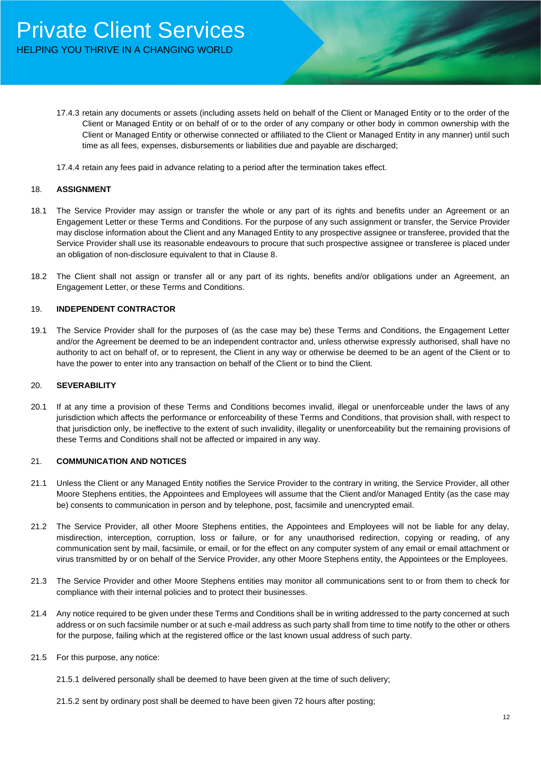17.4.3 retain any documents or assets (including assets held on behalf of the Client or Managed Entity or to the order of the Client or Managed Entity or on behalf of or to the order of any company or other body in common ownership with the Client or Managed Entity or otherwise connected or affiliated to the Client or Managed Entity in any manner) until such time as all fees, expenses, disbursements or liabilities due and payable are discharged;

17.4.4 retain any fees paid in advance relating to a period after the termination takes effect.

## 18. ASSIGNMENT

18.1 The Service Provider may assign or transfer the whole or any part of its rights and benefits under an Agreement or an Engagement Letter or these Terms and Conditions. For the purpose of any such assignment or transfer, the Service Provider may disclose information about the Client and any Managed Entity to any prospective assignee or transferee, provided that the Service Provider shall use its reasonable endeavours to procure that such prospective assignee or transferee is placed under an obligation of non-disclosure equivalent to that in Clause 8.

18.2 The Client shall not assign or transfer all or any part of its rights, benefits and/or obligations under an Agreement, an Engagement Letter, or these Terms and Conditions.

## 19. INDEPENDENT CONTRACTOR

19.1 The Service Provider shall for the purposes of (as the case may be) these Terms and Conditions, the Engagement Letter and/or the Agreement be deemed to be an independent contractor and, unless otherwise expressly authorised, shall have no authority to act on behalf of, or to represent, the Client in any way or otherwise be deemed to be an agent of the Client or to have the power to enter into any transaction on behalf of the Client or to bind the Client.

## 20. SEVERABILITY

20.1 If at any time a provision of these Terms and Conditions becomes invalid, illegal or unenforceable under the laws of any jurisdiction which affects the performance or enforceability of these Terms and Conditions, that provision shall, with respect to that jurisdiction only, be ineffective to the extent of such invalidity, illegality or unenforceability but the remaining provisions of these Terms and Conditions shall not be affected or impaired in any way.

## 21. COMMUNICATION AND NOTICES

21.1 Unless the Client or any Managed Entity notifies the Service Provider to the contrary in writing, the Service Provider, all other Moore Stephens entities, the Appointees and Employees will assume that the Client and/or Managed Entity (as the case may be) consents to communication in person and by telephone, post, facsimile and unencrypted email.

21.2 The Service Provider, all other Moore Stephens entities, the Appointees and Employees will not be liable for any delay, misdirection, interception, corruption, loss or failure, or for any unauthorised redirection, copying or reading, of any communication sent by mail, facsimile, or email, or for the effect on any computer system of any email or email attachment or virus transmitted by or on behalf of the Service Provider, any other Moore Stephens entity, the Appointees or the Employees.

21.3 The Service Provider and other Moore Stephens entities may monitor all communications sent to or from them to check for compliance with their internal policies and to protect their businesses.

21.4 Any notice required to be given under these Terms and Conditions shall be in writing addressed to the party concerned at such address or on such facsimile number or at such e-mail address as such party shall from time to time notify to the other or others for the purpose, failing which at the registered office or the last known usual address of such party.

21.5 For this purpose, any notice:

21.5.1 delivered personally shall be deemed to have been given at the time of such delivery;

21.5.2 sent by ordinary post shall be deemed to have been given 72 hours after posting;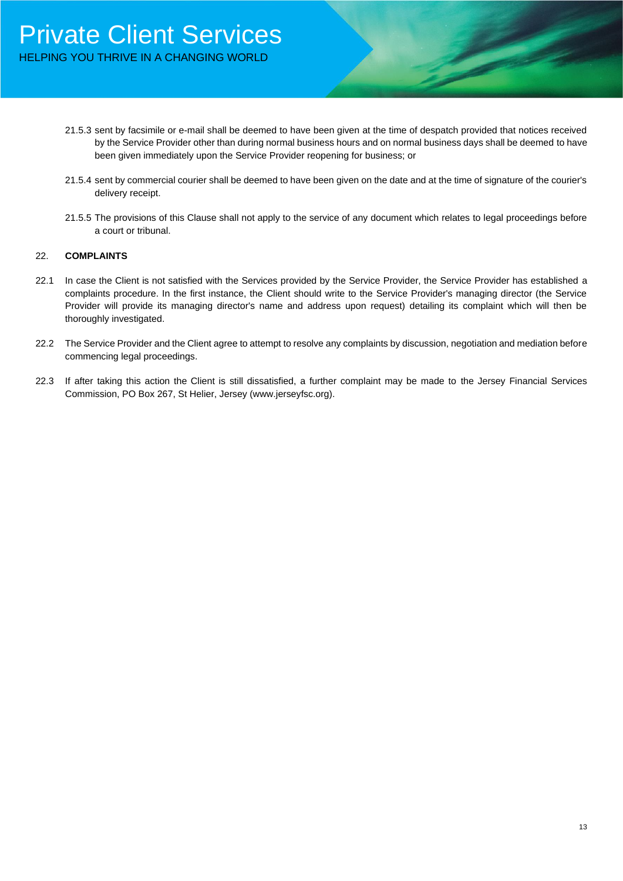21.5.3 sent by facsimile or e-mail shall be deemed to have been given at the time of despatch provided that notices received by the Service Provider other than during normal business hours and on normal business days shall be deemed to have been given immediately upon the Service Provider reopening for business; or

21.5.4 sent by commercial courier shall be deemed to have been given on the date and at the time of signature of the courier's delivery receipt.

21.5.5 The provisions of this Clause shall not apply to the service of any document which relates to legal proceedings before a court or tribunal.

## 22. COMPLAINTS

22.1 In case the Client is not satisfied with the Services provided by the Service Provider, the Service Provider has established a complaints procedure. In the first instance, the Client should write to the Service Provider's managing director (the Service Provider will provide its managing director's name and address upon request) detailing its complaint which will then be thoroughly investigated.

22.2 The Service Provider and the Client agree to attempt to resolve any complaints by discussion, negotiation and mediation before commencing legal proceedings.

22.3 If after taking this action the Client is still dissatisfied, a further complaint may be made to the Jersey Financial Services Commission, PO Box 267, St Helier, Jersey (www.jerseyfsc.org).